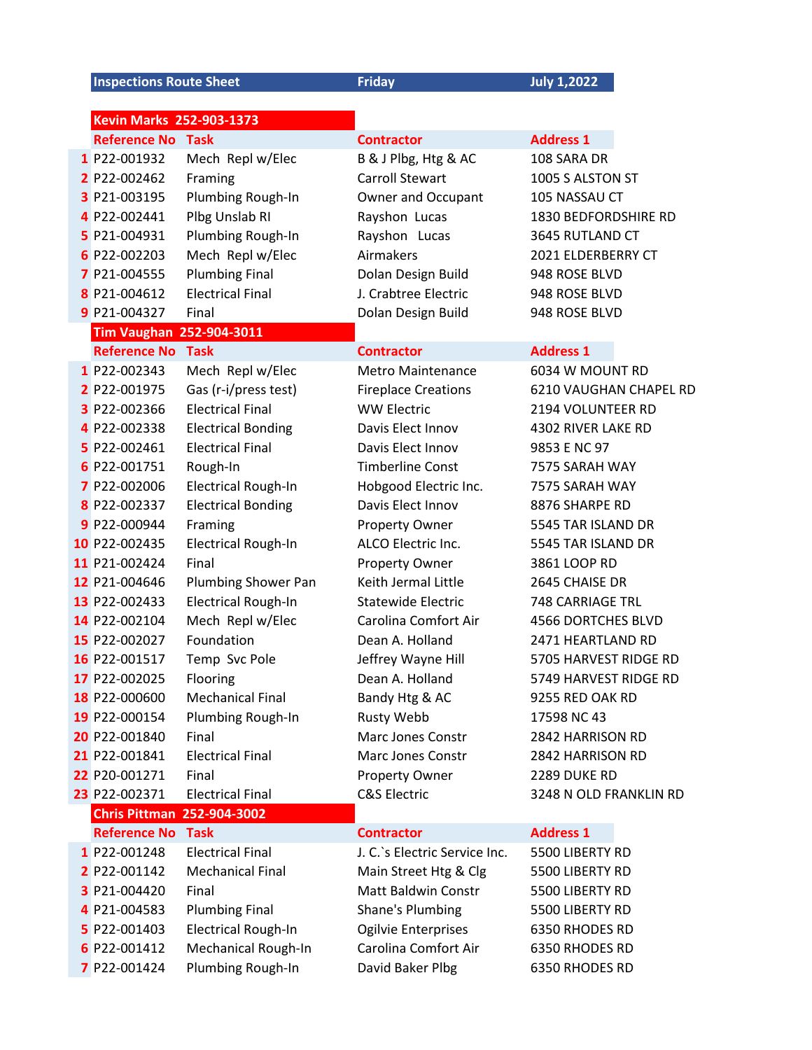# Inspections Route Sheet — Friday — July 1,2022

## Kevin Marks 252-903-1373

| | Reference No | Task | Contractor | Address 1 |
|---|---|---|---|---|
| 1 | P22-001932 | Mech Repl w/Elec | B & J Plbg, Htg & AC | 108 SARA DR |
| 2 | P22-002462 | Framing | Carroll Stewart | 1005 S ALSTON ST |
| 3 | P21-003195 | Plumbing Rough-In | Owner and Occupant | 105 NASSAU CT |
| 4 | P22-002441 | Plbg Unslab RI | Rayshon Lucas | 1830 BEDFORDSHIRE RD |
| 5 | P21-004931 | Plumbing Rough-In | Rayshon Lucas | 3645 RUTLAND CT |
| 6 | P22-002203 | Mech Repl w/Elec | Airmakers | 2021 ELDERBERRY CT |
| 7 | P21-004555 | Plumbing Final | Dolan Design Build | 948 ROSE BLVD |
| 8 | P21-004612 | Electrical Final | J. Crabtree Electric | 948 ROSE BLVD |
| 9 | P21-004327 | Final | Dolan Design Build | 948 ROSE BLVD |

## Tim Vaughan 252-904-3011

| | Reference No | Task | Contractor | Address 1 |
|---|---|---|---|---|
| 1 | P22-002343 | Mech Repl w/Elec | Metro Maintenance | 6034 W MOUNT RD |
| 2 | P22-001975 | Gas (r-i/press test) | Fireplace Creations | 6210 VAUGHAN CHAPEL RD |
| 3 | P22-002366 | Electrical Final | WW Electric | 2194 VOLUNTEER RD |
| 4 | P22-002338 | Electrical Bonding | Davis Elect Innov | 4302 RIVER LAKE RD |
| 5 | P22-002461 | Electrical Final | Davis Elect Innov | 9853 E NC 97 |
| 6 | P22-001751 | Rough-In | Timberline Const | 7575 SARAH WAY |
| 7 | P22-002006 | Electrical Rough-In | Hobgood Electric Inc. | 7575 SARAH WAY |
| 8 | P22-002337 | Electrical Bonding | Davis Elect Innov | 8876 SHARPE RD |
| 9 | P22-000944 | Framing | Property Owner | 5545 TAR ISLAND DR |
| 10 | P22-002435 | Electrical Rough-In | ALCO Electric Inc. | 5545 TAR ISLAND DR |
| 11 | P21-002424 | Final | Property Owner | 3861 LOOP RD |
| 12 | P21-004646 | Plumbing Shower Pan | Keith Jermal Little | 2645 CHAISE DR |
| 13 | P22-002433 | Electrical Rough-In | Statewide Electric | 748 CARRIAGE TRL |
| 14 | P22-002104 | Mech Repl w/Elec | Carolina Comfort Air | 4566 DORTCHES BLVD |
| 15 | P22-002027 | Foundation | Dean A. Holland | 2471 HEARTLAND RD |
| 16 | P22-001517 | Temp Svc Pole | Jeffrey Wayne Hill | 5705 HARVEST RIDGE RD |
| 17 | P22-002025 | Flooring | Dean A. Holland | 5749 HARVEST RIDGE RD |
| 18 | P22-000600 | Mechanical Final | Bandy Htg & AC | 9255 RED OAK RD |
| 19 | P22-000154 | Plumbing Rough-In | Rusty Webb | 17598 NC 43 |
| 20 | P22-001840 | Final | Marc Jones Constr | 2842 HARRISON RD |
| 21 | P22-001841 | Electrical Final | Marc Jones Constr | 2842 HARRISON RD |
| 22 | P20-001271 | Final | Property Owner | 2289 DUKE RD |
| 23 | P22-002371 | Electrical Final | C&S Electric | 3248 N OLD FRANKLIN RD |

## Chris Pittman 252-904-3002

| | Reference No | Task | Contractor | Address 1 |
|---|---|---|---|---|
| 1 | P22-001248 | Electrical Final | J. C.`s Electric Service Inc. | 5500 LIBERTY RD |
| 2 | P22-001142 | Mechanical Final | Main Street Htg & Clg | 5500 LIBERTY RD |
| 3 | P21-004420 | Final | Matt Baldwin Constr | 5500 LIBERTY RD |
| 4 | P21-004583 | Plumbing Final | Shane's Plumbing | 5500 LIBERTY RD |
| 5 | P22-001403 | Electrical Rough-In | Ogilvie Enterprises | 6350 RHODES RD |
| 6 | P22-001412 | Mechanical Rough-In | Carolina Comfort Air | 6350 RHODES RD |
| 7 | P22-001424 | Plumbing Rough-In | David Baker Plbg | 6350 RHODES RD |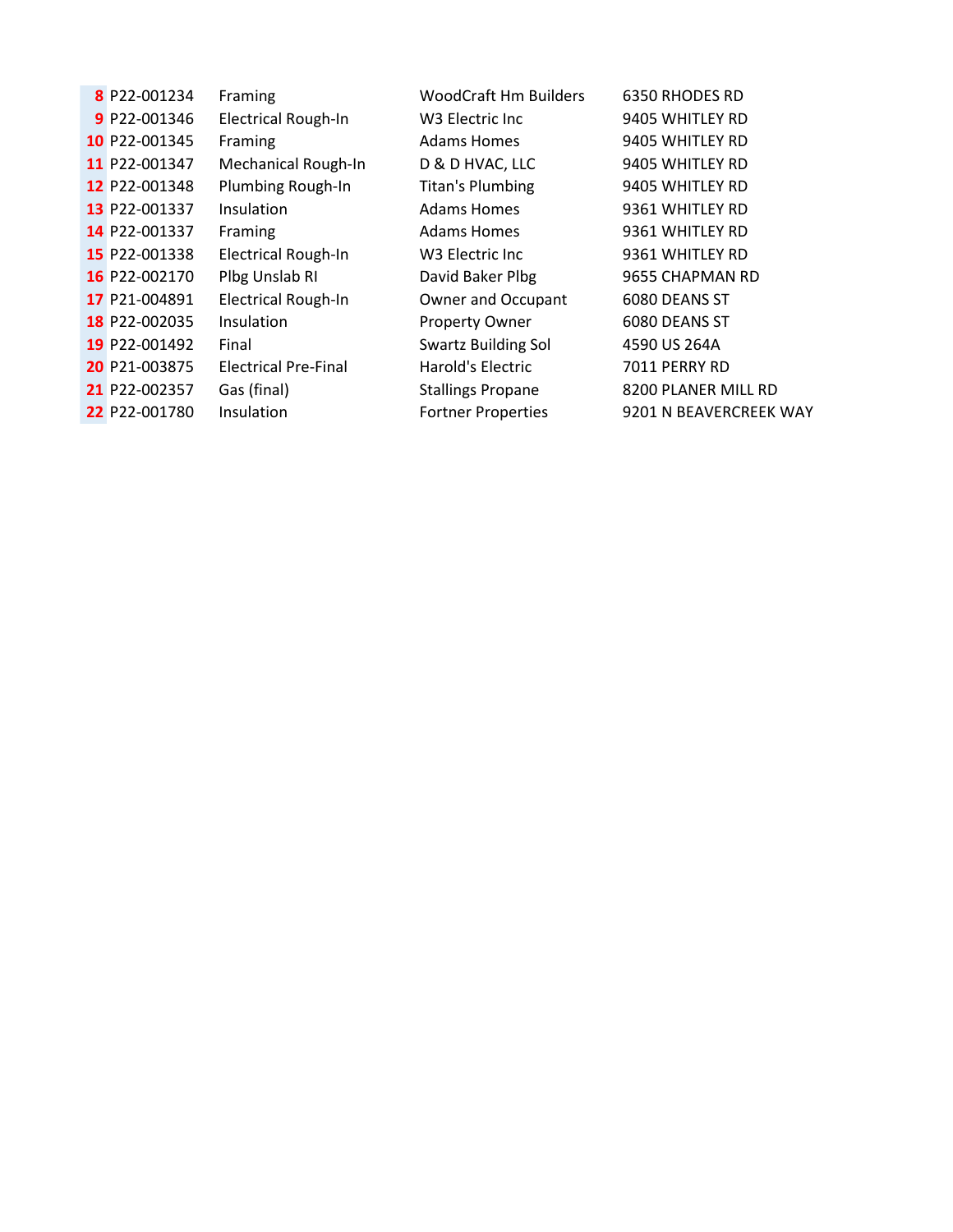| | | | | |
|---|---|---|---|---|
| 8 | P22-001234 | Framing | WoodCraft Hm Builders | 6350 RHODES RD |
| 9 | P22-001346 | Electrical Rough-In | W3 Electric Inc | 9405 WHITLEY RD |
| 10 | P22-001345 | Framing | Adams Homes | 9405 WHITLEY RD |
| 11 | P22-001347 | Mechanical Rough-In | D & D HVAC, LLC | 9405 WHITLEY RD |
| 12 | P22-001348 | Plumbing Rough-In | Titan's Plumbing | 9405 WHITLEY RD |
| 13 | P22-001337 | Insulation | Adams Homes | 9361 WHITLEY RD |
| 14 | P22-001337 | Framing | Adams Homes | 9361 WHITLEY RD |
| 15 | P22-001338 | Electrical Rough-In | W3 Electric Inc | 9361 WHITLEY RD |
| 16 | P22-002170 | Plbg Unslab RI | David Baker Plbg | 9655 CHAPMAN RD |
| 17 | P21-004891 | Electrical Rough-In | Owner and Occupant | 6080 DEANS ST |
| 18 | P22-002035 | Insulation | Property Owner | 6080 DEANS ST |
| 19 | P22-001492 | Final | Swartz Building Sol | 4590 US 264A |
| 20 | P21-003875 | Electrical Pre-Final | Harold's Electric | 7011 PERRY RD |
| 21 | P22-002357 | Gas (final) | Stallings Propane | 8200 PLANER MILL RD |
| 22 | P22-001780 | Insulation | Fortner Properties | 9201 N BEAVERCREEK WAY |